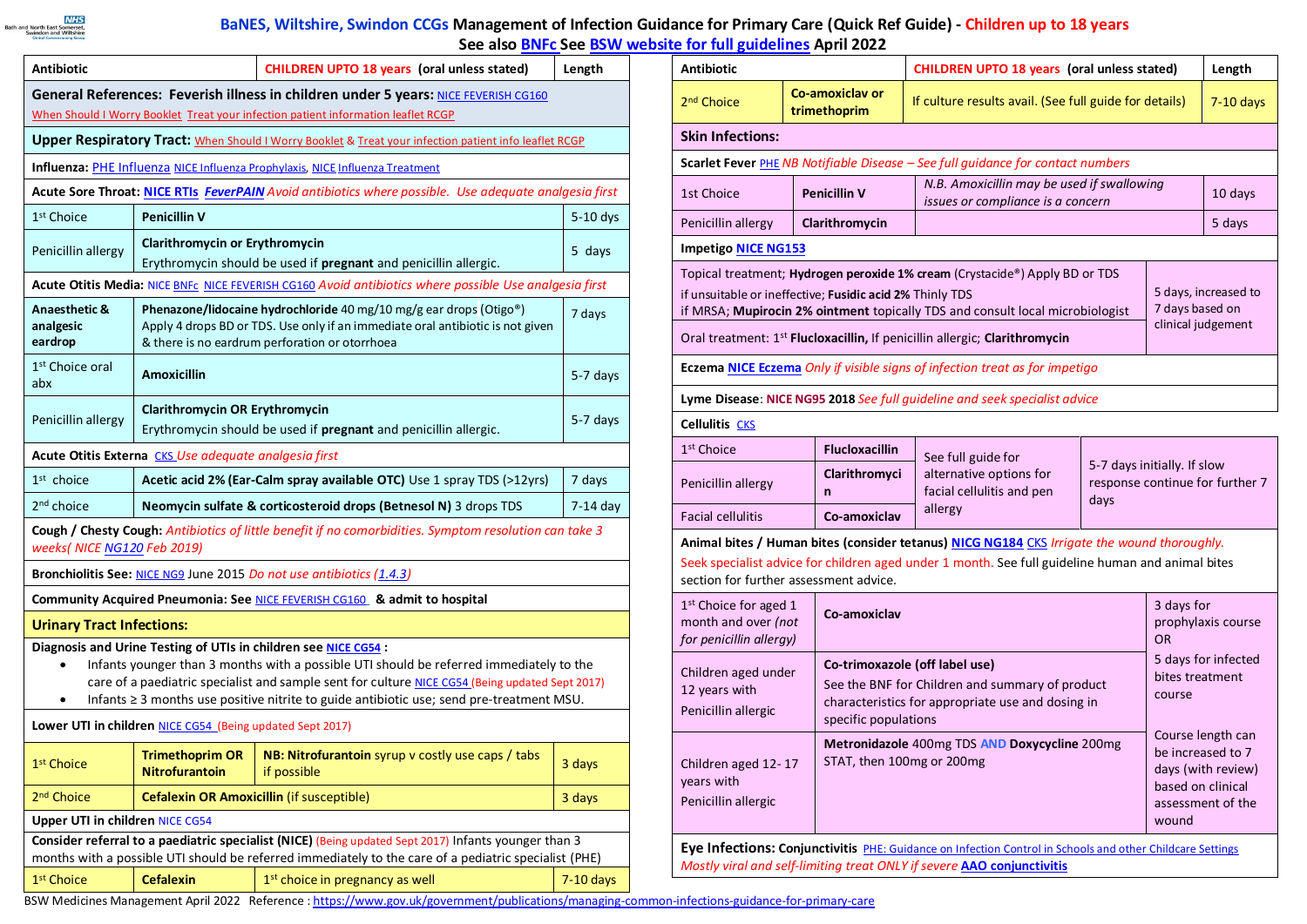# BaNES, Wiltshire, Swindon CCGs Management of Infection Guidance for Primary Care (Quick Ref Guide) - Children up to 18 years

See also BNFc See BSW website for full guidelines April 2022

| Antibiotic | CHILDREN UPTO 18 years (oral unless stated) | Length |
|---|---|---|
| **General References: Feverish illness in children under 5 years:** NICE FEVERISH CG160 When Should I Worry Booklet Treat your infection patient information leaflet RCGP | | |
| **Upper Respiratory Tract:** When Should I Worry Booklet & Treat your infection patient info leaflet RCGP | | |
| **Influenza:** PHE Influenza NICE Influenza Prophylaxis, NICE Influenza Treatment | | |
| **Acute Sore Throat: NICE RTIs** ***FeverPAIN*** *Avoid antibiotics where possible. Use adequate analgesia first* | | |
| 1st Choice | **Penicillin V** | 5-10 dys |
| Penicillin allergy | **Clarithromycin or Erythromycin** Erythromycin should be used if **pregnant** and penicillin allergic. | 5 days |
| **Acute Otitis Media:** NICE BNFc NICE FEVERISH CG160 *Avoid antibiotics where possible Use analgesia first* | | |
| **Anaesthetic & analgesic eardrop** | **Phenazone/lidocaine hydrochloride** 40 mg/10 mg/g ear drops (Otigo®) Apply 4 drops BD or TDS. Use only if an immediate oral antibiotic is not given & there is no eardrum perforation or otorrhoea | 7 days |
| 1st Choice oral abx | **Amoxicillin** | 5-7 days |
| Penicillin allergy | **Clarithromycin OR Erythromycin** Erythromycin should be used if **pregnant** and penicillin allergic. | 5-7 days |
| **Acute Otitis Externa** CKS *Use adequate analgesia first* | | |
| 1st choice | **Acetic acid 2% (Ear-Calm spray available OTC)** Use 1 spray TDS (>12yrs) | 7 days |
| 2nd choice | **Neomycin sulfate & corticosteroid drops (Betnesol N)** 3 drops TDS | 7-14 day |
| **Cough / Chesty Cough:** *Antibiotics of little benefit if no comorbidities. Symptom resolution can take 3 weeks( NICE NG120 Feb 2019)* | | |
| **Bronchiolitis See:** NICE NG9 June 2015 *Do not use antibiotics (1.4.3)* | | |
| **Community Acquired Pneumonia: See** NICE FEVERISH CG160 **& admit to hospital** | | |
| **Urinary Tract Infections:** | | |

**Diagnosis and Urine Testing of UTIs in children see NICE CG54 :**

- Infants younger than 3 months with a possible UTI should be referred immediately to the care of a paediatric specialist and sample sent for culture NICE CG54 (Being updated Sept 2017)
- Infants ≥ 3 months use positive nitrite to guide antibiotic use; send pre-treatment MSU.

**Lower UTI in children** NICE CG54 (Being updated Sept 2017)

| | Antibiotic | Notes | Length |
|---|---|---|---|
| 1st Choice | **Trimethoprim OR Nitrofurantoin** | **NB: Nitrofurantoin** syrup v costly use caps / tabs if possible | 3 days |
| 2nd Choice | **Cefalexin OR Amoxicillin** (if susceptible) | | 3 days |

**Upper UTI in children** NICE CG54

**Consider referral to a paediatric specialist (NICE)** (Being updated Sept 2017) Infants younger than 3 months with a possible UTI should be referred immediately to the care of a pediatric specialist (PHE)

| | Antibiotic | Notes | Length |
|---|---|---|---|
| 1st Choice | **Cefalexin** | 1st choice in pregnancy as well | 7-10 days |
| 2nd Choice | **Co-amoxiclav or trimethoprim** | If culture results avail. (See full guide for details) | 7-10 days |

## Skin Infections:

**Scarlet Fever** PHE *NB Notifiable Disease – See full guidance for contact numbers*

| | Antibiotic | Notes | Length |
|---|---|---|---|
| 1st Choice | **Penicillin V** | *N.B. Amoxicillin may be used if swallowing issues or compliance is a concern* | 10 days |
| Penicillin allergy | **Clarithromycin** | | 5 days |

**Impetigo NICE NG153**

| Treatment | Length |
|---|---|
| Topical treatment; **Hydrogen peroxide 1% cream** (Crystacide®) Apply BD or TDS if unsuitable or ineffective; **Fusidic acid 2%** Thinly TDS if MRSA; **Mupirocin 2% ointment** topically TDS and consult local microbiologist | 5 days, increased to 7 days based on clinical judgement |
| Oral treatment: 1st **Flucloxacillin,** If penicillin allergic; **Clarithromycin** | |

**Eczema NICE Eczema** *Only if visible signs of infection treat as for impetigo*

**Lyme Disease**: **NICE NG95 2018** *See full guideline and seek specialist advice*

**Cellulitis** CKS

| | Antibiotic | Notes | Length |
|---|---|---|---|
| 1st Choice | **Flucloxacillin** | See full guide for alternative options for facial cellulitis and pen allergy | 5-7 days initially. If slow response continue for further 7 days |
| Penicillin allergy | **Clarithromycin** | | |
| Facial cellulitis | **Co-amoxiclav** | | |

**Animal bites / Human bites (consider tetanus) NICG NG184** CKS *Irrigate the wound thoroughly.*
Seek specialist advice for children aged under 1 month. See full guideline human and animal bites section for further assessment advice.

| | Antibiotic | Length |
|---|---|---|
| 1st Choice for aged 1 month and over *(not for penicillin allergy)* | **Co-amoxiclav** | 3 days for prophylaxis course OR 5 days for infected bites treatment course |
| Children aged under 12 years with Penicillin allergic | **Co-trimoxazole (off label use)** See the BNF for Children and summary of product characteristics for appropriate use and dosing in specific populations | |
| Children aged 12- 17 years with Penicillin allergic | **Metronidazole** 400mg TDS **AND Doxycycline** 200mg STAT, then 100mg or 200mg | Course length can be increased to 7 days (with review) based on clinical assessment of the wound |

**Eye Infections: Conjunctivitis** PHE: Guidance on Infection Control in Schools and other Childcare Settings
*Mostly viral and self-limiting treat ONLY if severe* **AAO conjunctivitis**

BSW Medicines Management April 2022 Reference : https://www.gov.uk/government/publications/managing-common-infections-guidance-for-primary-care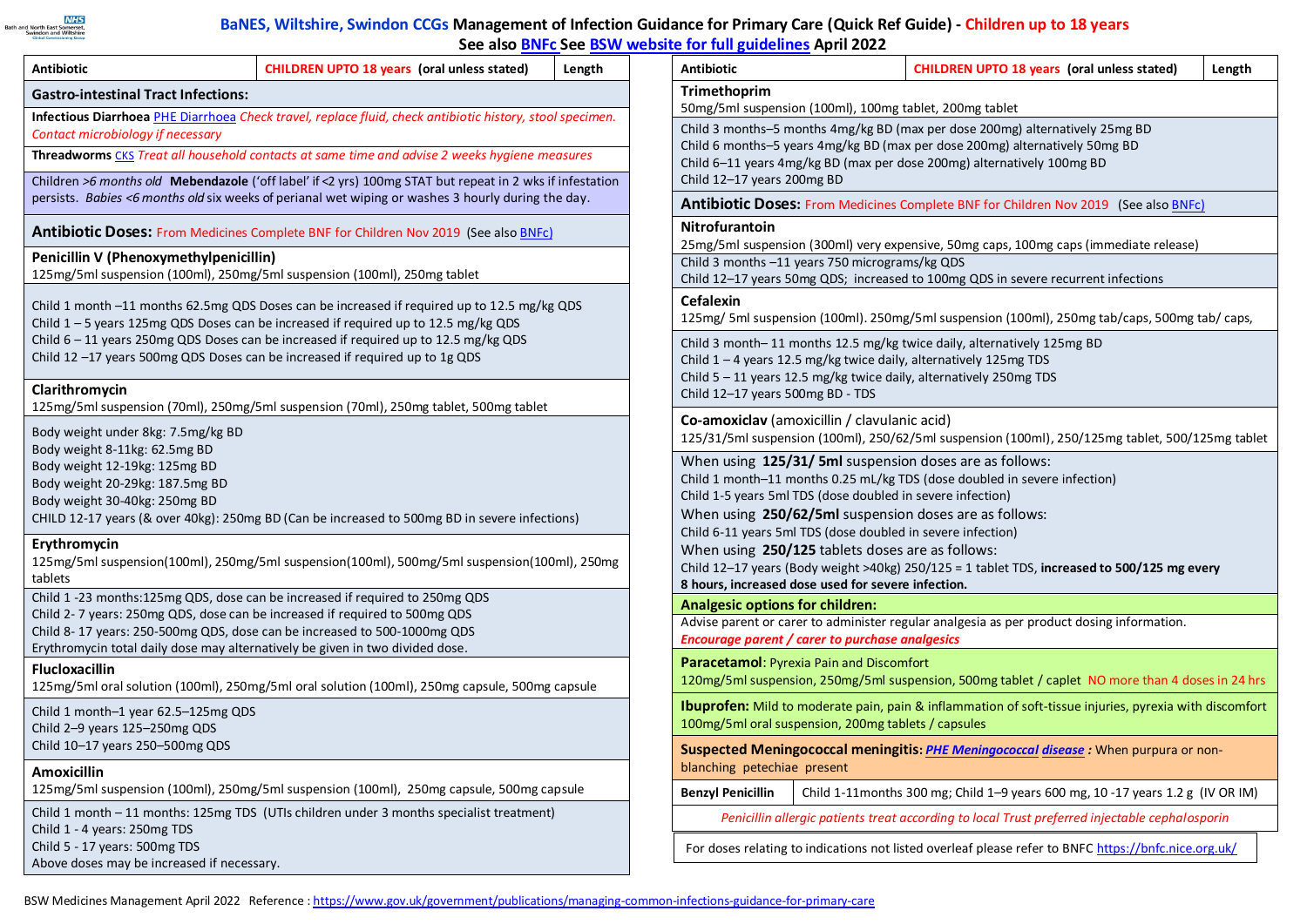# BaNES, Wiltshire, Swindon CCGs Management of Infection Guidance for Primary Care (Quick Ref Guide) - Children up to 18 years

See also BNFc See BSW website for full guidelines April 2022

| Antibiotic | CHILDREN UPTO 18 years (oral unless stated) | Length |
|---|---|---|

## Gastro-intestinal Tract Infections:

**Infectious Diarrhoea** PHE Diarrhoea *Check travel, replace fluid, check antibiotic history, stool specimen. Contact microbiology if necessary*

**Threadworms** CKS *Treat all household contacts at same time and advise 2 weeks hygiene measures*

Children *>6 months old* **Mebendazole** ('off label' if <2 yrs) 100mg STAT but repeat in 2 wks if infestation persists. *Babies <6 months old* six weeks of perianal wet wiping or washes 3 hourly during the day.

## Antibiotic Doses: From Medicines Complete BNF for Children Nov 2019 (See also BNFc)

**Penicillin V (Phenoxymethylpenicillin)**
125mg/5ml suspension (100ml), 250mg/5ml suspension (100ml), 250mg tablet

Child 1 month –11 months 62.5mg QDS Doses can be increased if required up to 12.5 mg/kg QDS
Child 1 – 5 years 125mg QDS Doses can be increased if required up to 12.5 mg/kg QDS
Child 6 – 11 years 250mg QDS Doses can be increased if required up to 12.5 mg/kg QDS
Child 12 –17 years 500mg QDS Doses can be increased if required up to 1g QDS

**Clarithromycin**
125mg/5ml suspension (70ml), 250mg/5ml suspension (70ml), 250mg tablet, 500mg tablet

Body weight under 8kg: 7.5mg/kg BD
Body weight 8-11kg: 62.5mg BD
Body weight 12-19kg: 125mg BD
Body weight 20-29kg: 187.5mg BD
Body weight 30-40kg: 250mg BD
CHILD 12-17 years (& over 40kg): 250mg BD (Can be increased to 500mg BD in severe infections)

**Erythromycin**
125mg/5ml suspension(100ml), 250mg/5ml suspension(100ml), 500mg/5ml suspension(100ml), 250mg tablets

Child 1 -23 months:125mg QDS, dose can be increased if required to 250mg QDS
Child 2- 7 years: 250mg QDS, dose can be increased if required to 500mg QDS
Child 8- 17 years: 250-500mg QDS, dose can be increased to 500-1000mg QDS
Erythromycin total daily dose may alternatively be given in two divided dose.

**Flucloxacillin**
125mg/5ml oral solution (100ml), 250mg/5ml oral solution (100ml), 250mg capsule, 500mg capsule

Child 1 month–1 year 62.5–125mg QDS
Child 2–9 years 125–250mg QDS
Child 10–17 years 250–500mg QDS

**Amoxicillin**
125mg/5ml suspension (100ml), 250mg/5ml suspension (100ml), 250mg capsule, 500mg capsule

Child 1 month – 11 months: 125mg TDS (UTIs children under 3 months specialist treatment)
Child 1 - 4 years: 250mg TDS
Child 5 - 17 years: 500mg TDS
Above doses may be increased if necessary.

**Trimethoprim**
50mg/5ml suspension (100ml), 100mg tablet, 200mg tablet

Child 3 months–5 months 4mg/kg BD (max per dose 200mg) alternatively 25mg BD
Child 6 months–5 years 4mg/kg BD (max per dose 200mg) alternatively 50mg BD
Child 6–11 years 4mg/kg BD (max per dose 200mg) alternatively 100mg BD
Child 12–17 years 200mg BD

## Antibiotic Doses: From Medicines Complete BNF for Children Nov 2019 (See also BNFc)

**Nitrofurantoin**
25mg/5ml suspension (300ml) very expensive, 50mg caps, 100mg caps (immediate release)

Child 3 months –11 years 750 micrograms/kg QDS
Child 12–17 years 50mg QDS; increased to 100mg QDS in severe recurrent infections

**Cefalexin**
125mg/ 5ml suspension (100ml). 250mg/5ml suspension (100ml), 250mg tab/caps, 500mg tab/ caps,

Child 3 month– 11 months 12.5 mg/kg twice daily, alternatively 125mg BD
Child 1 – 4 years 12.5 mg/kg twice daily, alternatively 125mg TDS
Child 5 – 11 years 12.5 mg/kg twice daily, alternatively 250mg TDS
Child 12–17 years 500mg BD - TDS

**Co-amoxiclav** (amoxicillin / clavulanic acid)
125/31/5ml suspension (100ml), 250/62/5ml suspension (100ml), 250/125mg tablet, 500/125mg tablet

When using **125/31/ 5ml** suspension doses are as follows:
Child 1 month–11 months 0.25 mL/kg TDS (dose doubled in severe infection)
Child 1-5 years 5ml TDS (dose doubled in severe infection)
When using **250/62/5ml** suspension doses are as follows:
Child 6-11 years 5ml TDS (dose doubled in severe infection)
When using **250/125** tablets doses are as follows:
Child 12–17 years (Body weight >40kg) 250/125 = 1 tablet TDS, **increased to 500/125 mg every 8 hours, increased dose used for severe infection.**

## Analgesic options for children:

Advise parent or carer to administer regular analgesia as per product dosing information.
***Encourage parent / carer to purchase analgesics***

**Paracetamol**: Pyrexia Pain and Discomfort
120mg/5ml suspension, 250mg/5ml suspension, 500mg tablet / caplet NO more than 4 doses in 24 hrs

**Ibuprofen:** Mild to moderate pain, pain & inflammation of soft-tissue injuries, pyrexia with discomfort
100mg/5ml oral suspension, 200mg tablets / capsules

**Suspected Meningococcal meningitis:** ***PHE Meningococcal disease :*** When purpura or non-blanching petechiae present

| | |
|---|---|
| **Benzyl Penicillin** | Child 1-11months 300 mg; Child 1–9 years 600 mg, 10 -17 years 1.2 g (IV OR IM) |

*Penicillin allergic patients treat according to local Trust preferred injectable cephalosporin*

For doses relating to indications not listed overleaf please refer to BNFC https://bnfc.nice.org.uk/

BSW Medicines Management April 2022 Reference : https://www.gov.uk/government/publications/managing-common-infections-guidance-for-primary-care